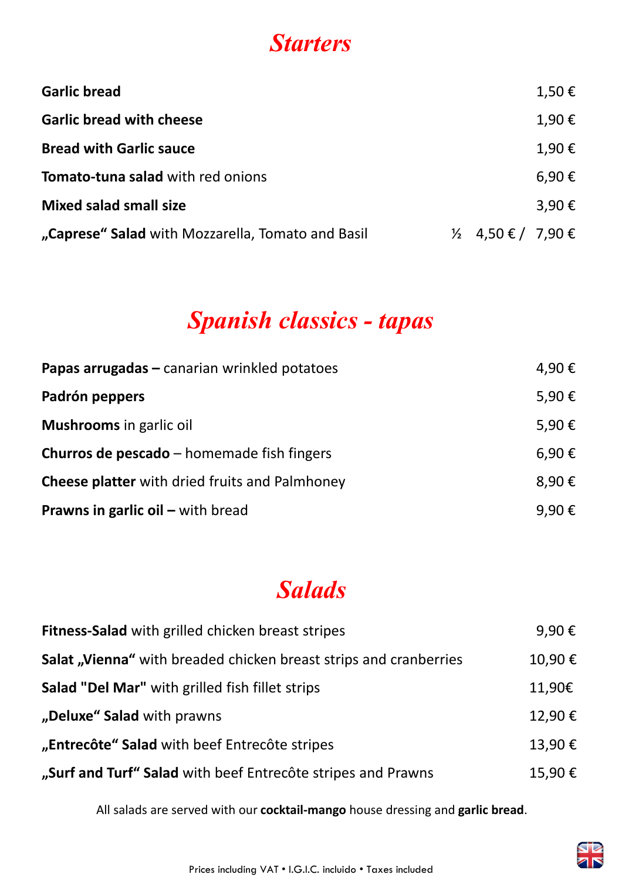# *Starters*

| | |
|---|---|
| **Garlic bread** | 1,50 € |
| **Garlic bread with cheese** | 1,90 € |
| **Bread with Garlic sauce** | 1,90 € |
| **Tomato-tuna salad** with red onions | 6,90 € |
| **Mixed salad small size** | 3,90 € |
| **„Caprese“ Salad** with Mozzarella, Tomato and Basil | ½ 4,50 € / 7,90 € |

# *Spanish classics - tapas*

| | |
|---|---|
| **Papas arrugadas –** canarian wrinkled potatoes | 4,90 € |
| **Padrón peppers** | 5,90 € |
| **Mushrooms** in garlic oil | 5,90 € |
| **Churros de pescado** – homemade fish fingers | 6,90 € |
| **Cheese platter** with dried fruits and Palmhoney | 8,90 € |
| **Prawns in garlic oil –** with bread | 9,90 € |

# *Salads*

| | |
|---|---|
| **Fitness-Salad** with grilled chicken breast stripes | 9,90 € |
| **Salat „Vienna“** with breaded chicken breast strips and cranberries | 10,90 € |
| **Salad "Del Mar"** with grilled fish fillet strips | 11,90€ |
| **„Deluxe“ Salad** with prawns | 12,90 € |
| **„Entrecôte“ Salad** with beef Entrecôte stripes | 13,90 € |
| **„Surf and Turf“ Salad** with beef Entrecôte stripes and Prawns | 15,90 € |

All salads are served with our **cocktail-mango** house dressing and **garlic bread**.

Prices including VAT • I.G.I.C. incluido • Taxes included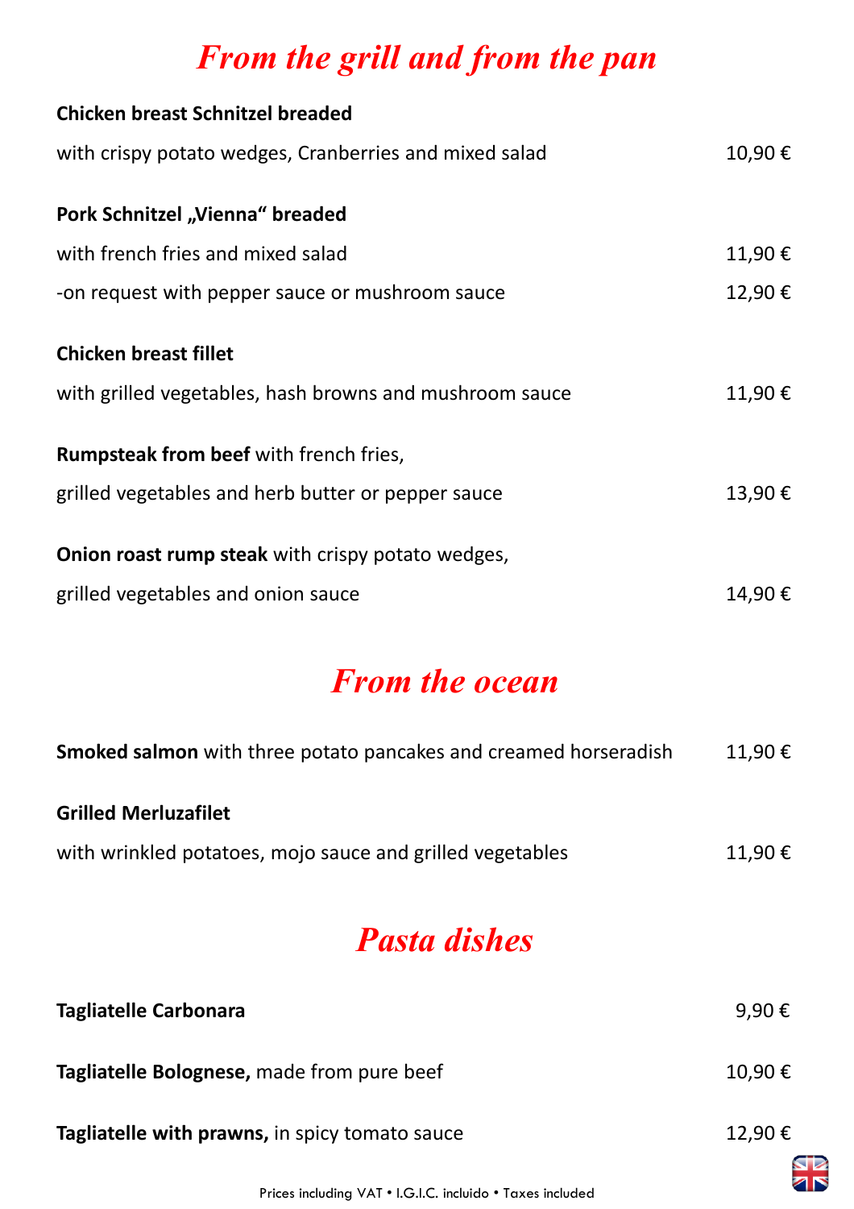# *From the grill and from the pan*

**Chicken breast Schnitzel breaded**

with crispy potato wedges, Cranberries and mixed salad 10,90 €

**Pork Schnitzel „Vienna" breaded**

with french fries and mixed salad 11,90 €

-on request with pepper sauce or mushroom sauce 12,90 €

**Chicken breast fillet**

with grilled vegetables, hash browns and mushroom sauce 11,90 €

**Rumpsteak from beef** with french fries,

grilled vegetables and herb butter or pepper sauce 13,90 €

**Onion roast rump steak** with crispy potato wedges,

grilled vegetables and onion sauce 14,90 €

# *From the ocean*

**Smoked salmon** with three potato pancakes and creamed horseradish 11,90 €

**Grilled Merluzafilet**

with wrinkled potatoes, mojo sauce and grilled vegetables 11,90 €

# *Pasta dishes*

**Tagliatelle Carbonara** 9,90 €

**Tagliatelle Bolognese,** made from pure beef 10,90 €

**Tagliatelle with prawns,** in spicy tomato sauce 12,90 €

Prices including VAT • I.G.I.C. incluido • Taxes included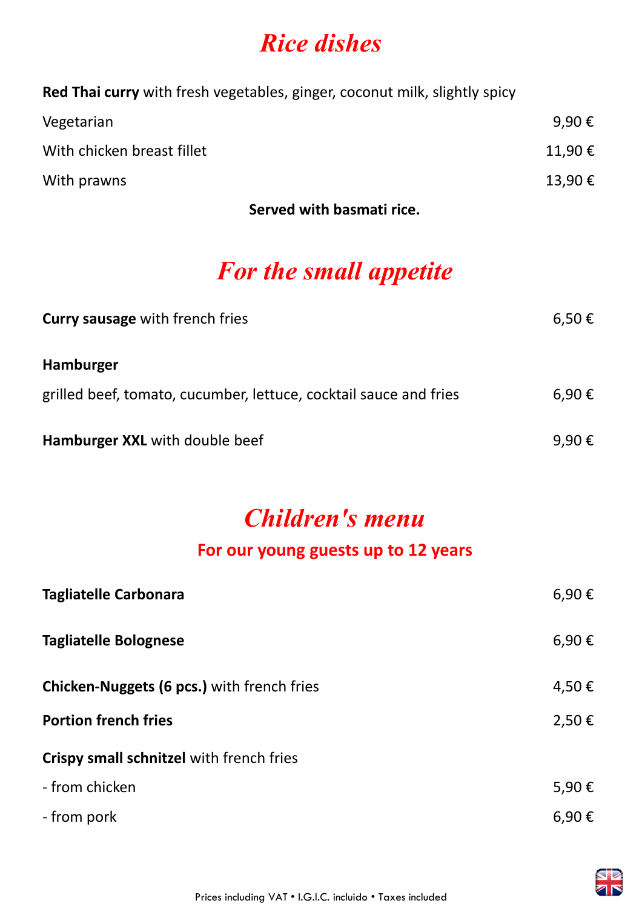# Rice dishes

**Red Thai curry** with fresh vegetables, ginger, coconut milk, slightly spicy

| | |
|---|---|
| Vegetarian | 9,90 € |
| With chicken breast fillet | 11,90 € |
| With prawns | 13,90 € |

**Served with basmati rice.**

# For the small appetite

| | |
|---|---|
| **Curry sausage** with french fries | 6,50 € |
| **Hamburger** | |
| grilled beef, tomato, cucumber, lettuce, cocktail sauce and fries | 6,90 € |
| **Hamburger XXL** with double beef | 9,90 € |

# Children's menu

## For our young guests up to 12 years

| | |
|---|---|
| **Tagliatelle Carbonara** | 6,90 € |
| **Tagliatelle Bolognese** | 6,90 € |
| **Chicken-Nuggets (6 pcs.)** with french fries | 4,50 € |
| **Portion french fries** | 2,50 € |
| **Crispy small schnitzel** with french fries | |
| - from chicken | 5,90 € |
| - from pork | 6,90 € |

Prices including VAT • I.G.I.C. incluido • Taxes included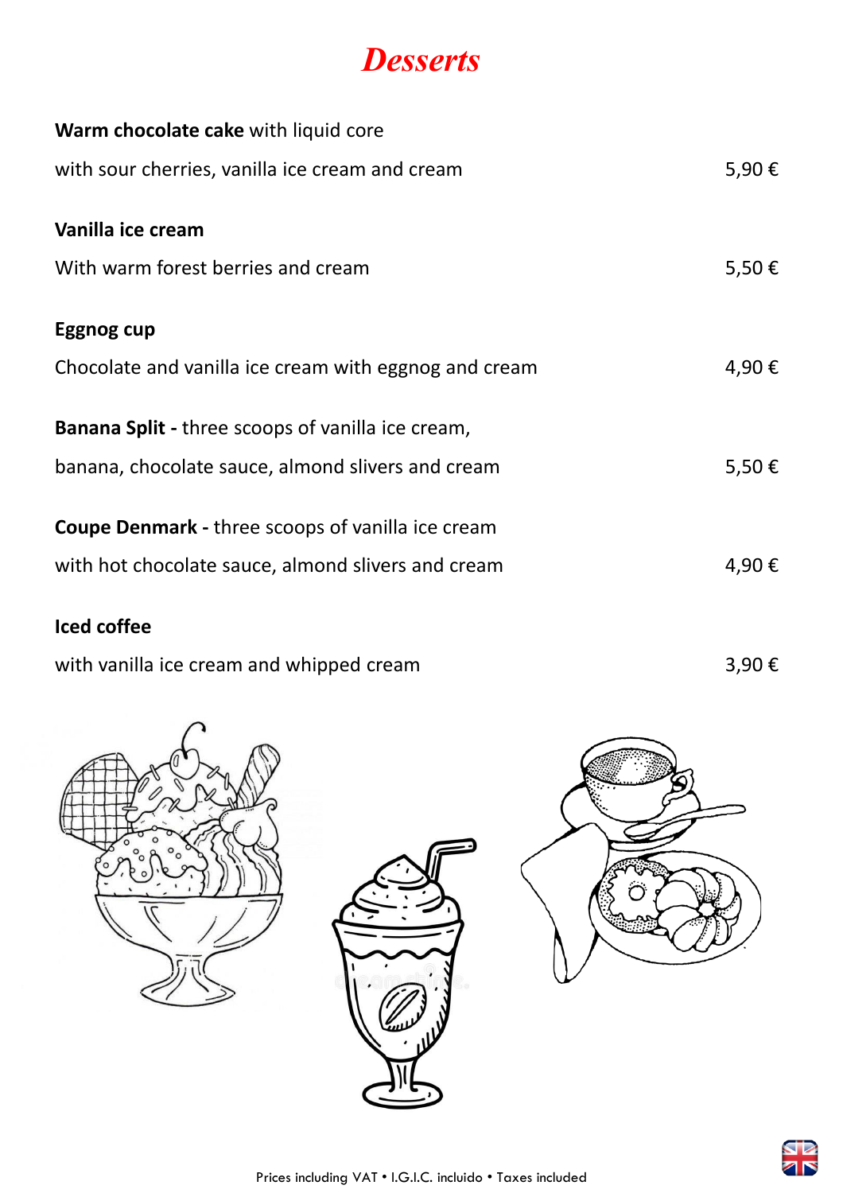# Desserts

**Warm chocolate cake** with liquid core
with sour cherries, vanilla ice cream and cream — 5,90 €

**Vanilla ice cream**
With warm forest berries and cream — 5,50 €

**Eggnog cup**
Chocolate and vanilla ice cream with eggnog and cream — 4,90 €

**Banana Split -** three scoops of vanilla ice cream,
banana, chocolate sauce, almond slivers and cream — 5,50 €

**Coupe Denmark -** three scoops of vanilla ice cream
with hot chocolate sauce, almond slivers and cream — 4,90 €

**Iced coffee**
with vanilla ice cream and whipped cream — 3,90 €

Prices including VAT • I.G.I.C. incluido • Taxes included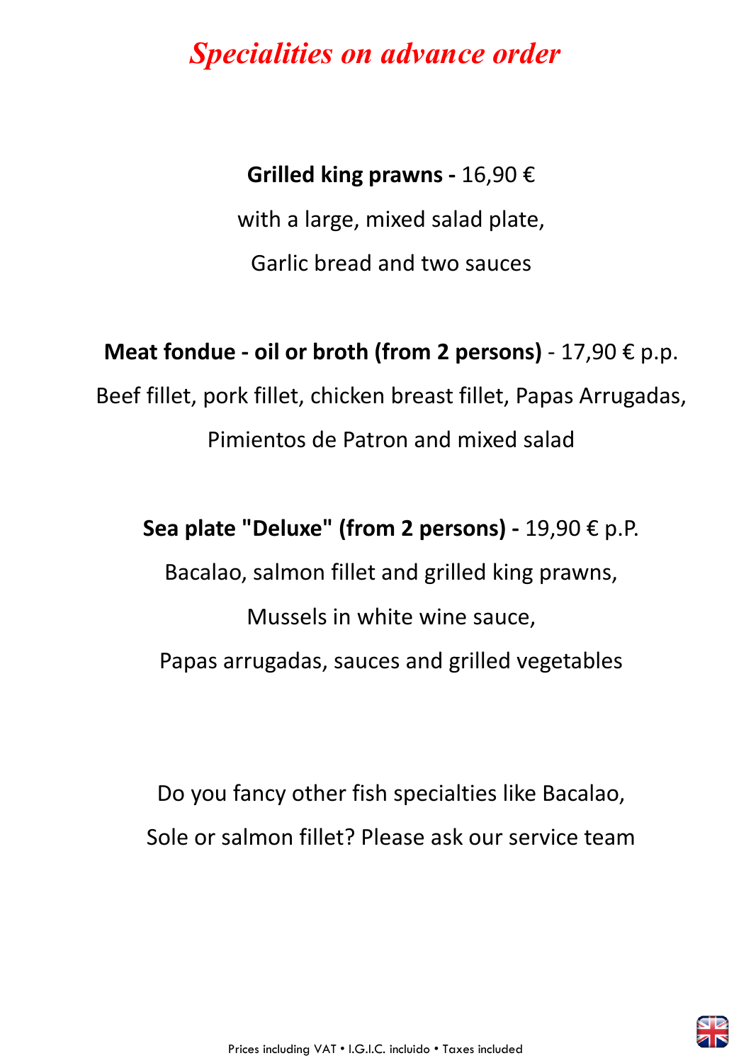# *Specialities on advance order*

**Grilled king prawns -** 16,90 €

with a large, mixed salad plate,

Garlic bread and two sauces

**Meat fondue - oil or broth (from 2 persons)** - 17,90 € p.p.

Beef fillet, pork fillet, chicken breast fillet, Papas Arrugadas,

Pimientos de Patron and mixed salad

**Sea plate "Deluxe" (from 2 persons) -** 19,90 € p.P.

Bacalao, salmon fillet and grilled king prawns,

Mussels in white wine sauce,

Papas arrugadas, sauces and grilled vegetables

Do you fancy other fish specialties like Bacalao,

Sole or salmon fillet? Please ask our service team

Prices including VAT • I.G.I.C. incluido • Taxes included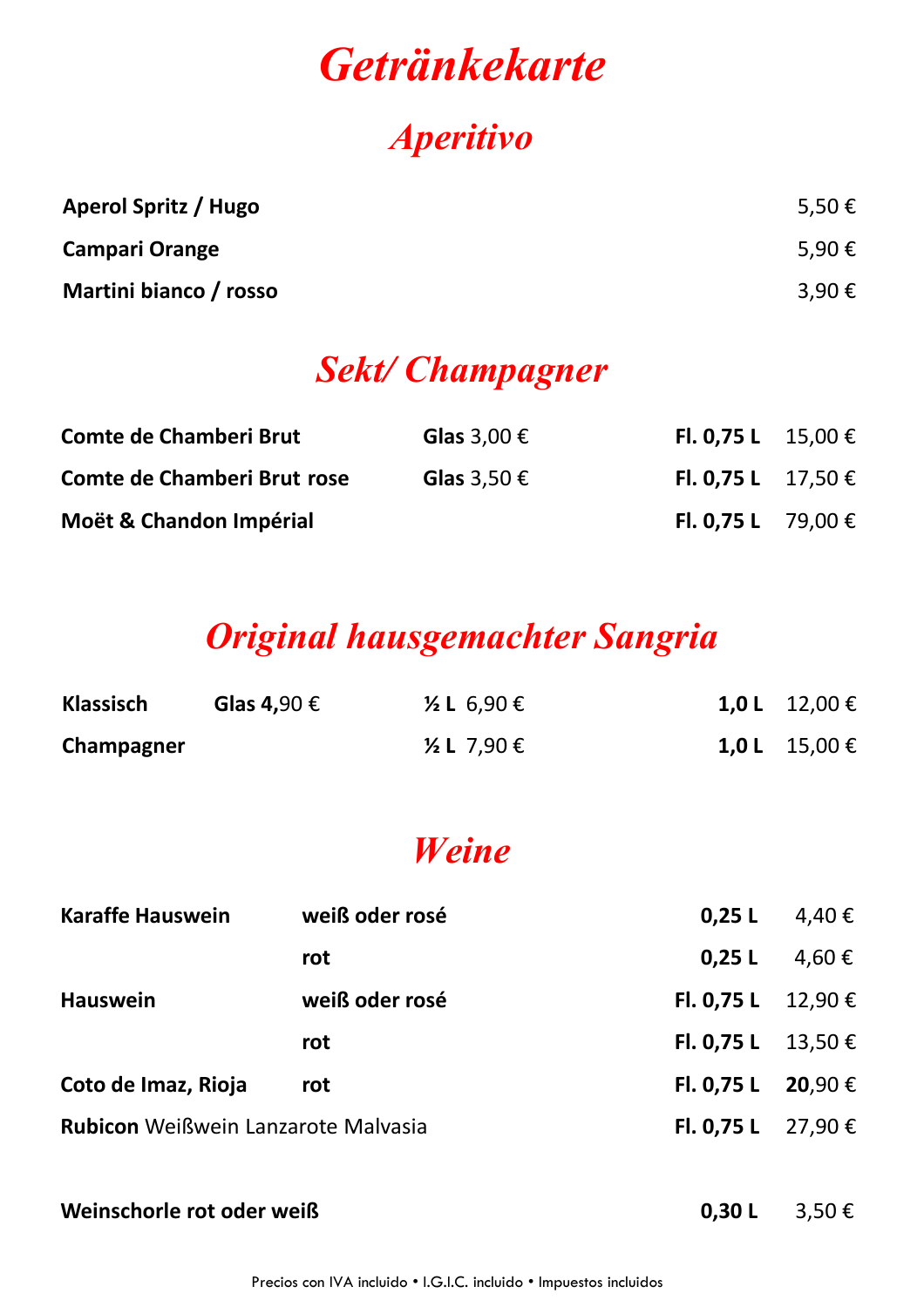# Getränkekarte

## Aperitivo

| | |
|---|---|
| **Aperol Spritz / Hugo** | 5,50 € |
| **Campari Orange** | 5,90 € |
| **Martini bianco / rosso** | 3,90 € |

## Sekt/ Champagner

| | | | |
|---|---|---|---|
| **Comte de Chamberi Brut** | **Glas** 3,00 € | **Fl. 0,75 L** | 15,00 € |
| **Comte de Chamberi Brut rose** | **Glas** 3,50 € | **Fl. 0,75 L** | 17,50 € |
| **Moët & Chandon Impérial** | | **Fl. 0,75 L** | 79,00 € |

## Original hausgemachter Sangria

| | | | | |
|---|---|---|---|---|
| **Klassisch** | **Glas 4,**90 € | **½ L** 6,90 € | **1,0 L** | 12,00 € |
| **Champagner** | | **½ L** 7,90 € | **1,0 L** | 15,00 € |

## Weine

| | | | |
|---|---|---|---|
| **Karaffe Hauswein** | **weiß oder rosé** | **0,25 L** | 4,40 € |
| | **rot** | **0,25 L** | 4,60 € |
| **Hauswein** | **weiß oder rosé** | **Fl. 0,75 L** | 12,90 € |
| | **rot** | **Fl. 0,75 L** | 13,50 € |
| **Coto de Imaz, Rioja** | **rot** | **Fl. 0,75 L** | **20**,90 € |
| **Rubicon** Weißwein Lanzarote Malvasia | | **Fl. 0,75 L** | 27,90 € |
| | | | |
| **Weinschorle rot oder weiß** | | **0,30 L** | 3,50 € |

Precios con IVA incluido • I.G.I.C. incluido • Impuestos incluidos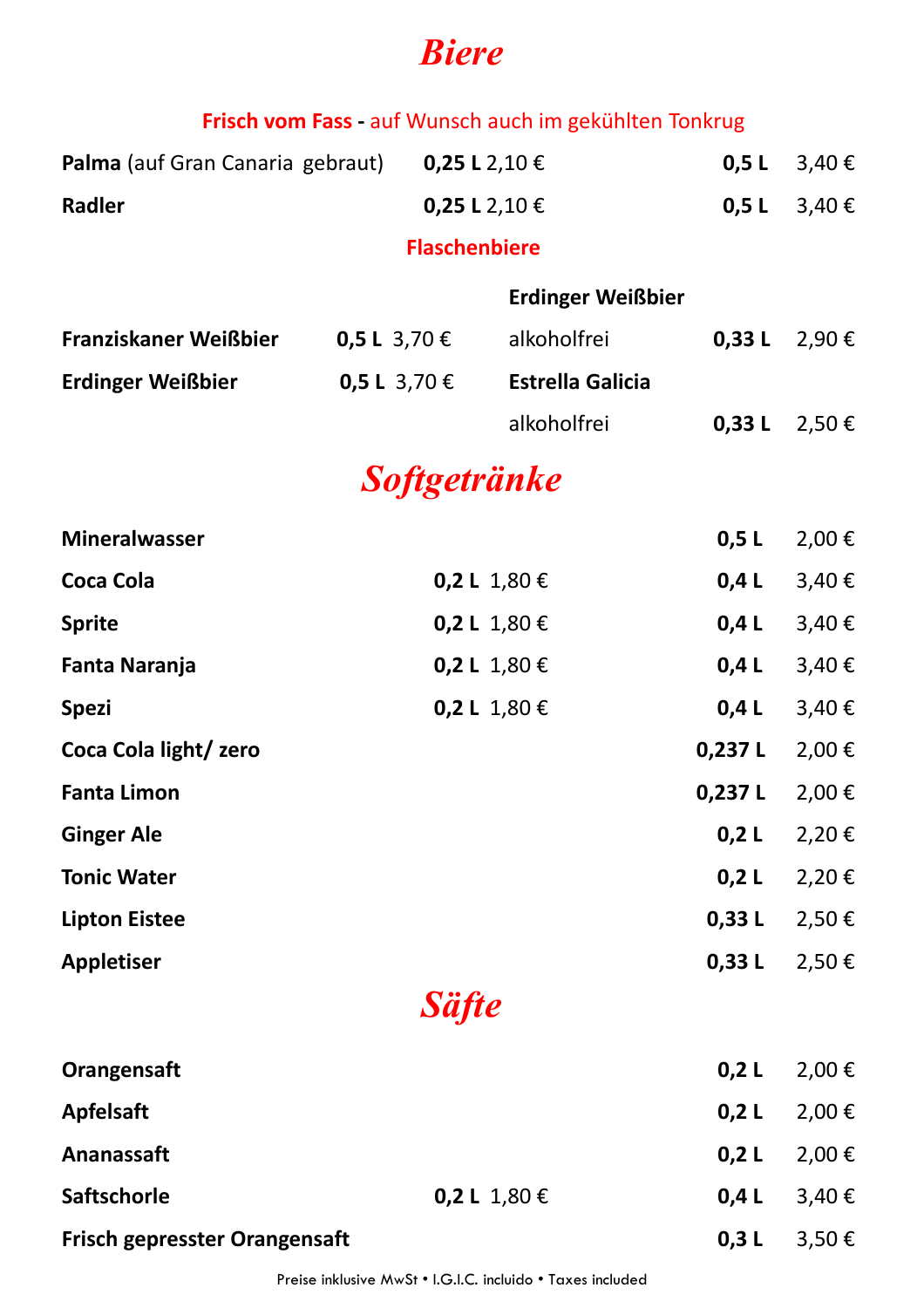# Biere

## Frisch vom Fass - auf Wunsch auch im gekühlten Tonkrug

| | | | | |
|---|---|---|---|---|
| **Palma** (auf Gran Canaria gebraut) | **0,25 L** | 2,10 € | **0,5 L** | 3,40 € |
| **Radler** | **0,25 L** | 2,10 € | **0,5 L** | 3,40 € |

## Flaschenbiere

| | | | | | |
|---|---|---|---|---|---|
| **Franziskaner Weißbier** | **0,5 L** | 3,70 € | **Erdinger Weißbier** alkoholfrei | **0,33 L** | 2,90 € |
| **Erdinger Weißbier** | **0,5 L** | 3,70 € | **Estrella Galicia** alkoholfrei | **0,33 L** | 2,50 € |

# Softgetränke

| | | | | |
|---|---|---|---|---|
| **Mineralwasser** | | | **0,5 L** | 2,00 € |
| **Coca Cola** | **0,2 L** | 1,80 € | **0,4 L** | 3,40 € |
| **Sprite** | **0,2 L** | 1,80 € | **0,4 L** | 3,40 € |
| **Fanta Naranja** | **0,2 L** | 1,80 € | **0,4 L** | 3,40 € |
| **Spezi** | **0,2 L** | 1,80 € | **0,4 L** | 3,40 € |
| **Coca Cola light/ zero** | | | **0,237 L** | 2,00 € |
| **Fanta Limon** | | | **0,237 L** | 2,00 € |
| **Ginger Ale** | | | **0,2 L** | 2,20 € |
| **Tonic Water** | | | **0,2 L** | 2,20 € |
| **Lipton Eistee** | | | **0,33 L** | 2,50 € |
| **Appletiser** | | | **0,33 L** | 2,50 € |

# Säfte

| | | | | |
|---|---|---|---|---|
| **Orangensaft** | | | **0,2 L** | 2,00 € |
| **Apfelsaft** | | | **0,2 L** | 2,00 € |
| **Ananassaft** | | | **0,2 L** | 2,00 € |
| **Saftschorle** | **0,2 L** | 1,80 € | **0,4 L** | 3,40 € |
| **Frisch gepresster Orangensaft** | | | **0,3 L** | 3,50 € |

Preise inklusive MwSt • I.G.I.C. incluido • Taxes included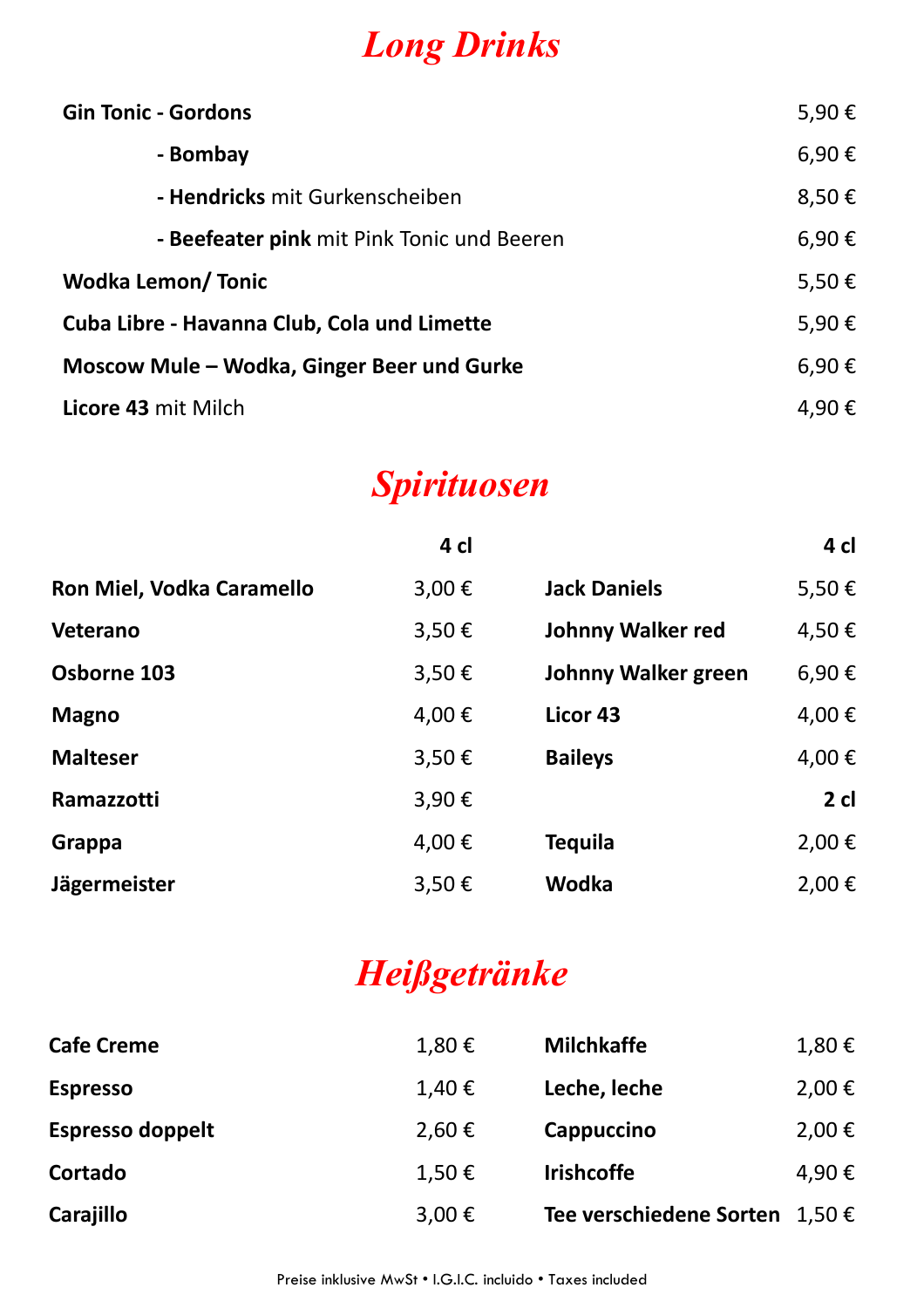# *Long Drinks*

| | |
|---|---|
| **Gin Tonic - Gordons** | 5,90 € |
| **- Bombay** | 6,90 € |
| **- Hendricks** mit Gurkenscheiben | 8,50 € |
| **- Beefeater pink** mit Pink Tonic und Beeren | 6,90 € |
| **Wodka Lemon/ Tonic** | 5,50 € |
| **Cuba Libre - Havanna Club, Cola und Limette** | 5,90 € |
| **Moscow Mule – Wodka, Ginger Beer und Gurke** | 6,90 € |
| **Licore 43** mit Milch | 4,90 € |

# *Spirituosen*

| | **4 cl** | | **4 cl** |
|---|---|---|---|
| **Ron Miel, Vodka Caramello** | 3,00 € | **Jack Daniels** | 5,50 € |
| **Veterano** | 3,50 € | **Johnny Walker red** | 4,50 € |
| **Osborne 103** | 3,50 € | **Johnny Walker green** | 6,90 € |
| **Magno** | 4,00 € | **Licor 43** | 4,00 € |
| **Malteser** | 3,50 € | **Baileys** | 4,00 € |
| **Ramazzotti** | 3,90 € | | **2 cl** |
| **Grappa** | 4,00 € | **Tequila** | 2,00 € |
| **Jägermeister** | 3,50 € | **Wodka** | 2,00 € |

# *Heißgetränke*

| | | | |
|---|---|---|---|
| **Cafe Creme** | 1,80 € | **Milchkaffe** | 1,80 € |
| **Espresso** | 1,40 € | **Leche, leche** | 2,00 € |
| **Espresso doppelt** | 2,60 € | **Cappuccino** | 2,00 € |
| **Cortado** | 1,50 € | **Irishcoffe** | 4,90 € |
| **Carajillo** | 3,00 € | **Tee verschiedene Sorten** | 1,50 € |

Preise inklusive MwSt • I.G.I.C. incluido • Taxes included